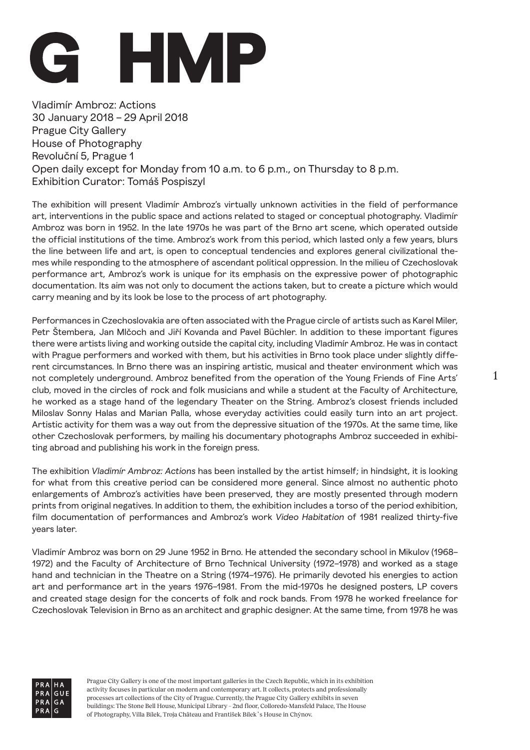# G HMP

Vladimír Ambroz: Actions
30 January 2018 – 29 April 2018
Prague City Gallery
House of Photography
Revoluční 5, Prague 1
Open daily except for Monday from 10 a.m. to 6 p.m., on Thursday to 8 p.m.
Exhibition Curator: Tomáš Pospiszyl

The exhibition will present Vladimír Ambroz's virtually unknown activities in the field of performance art, interventions in the public space and actions related to staged or conceptual photography. Vladimír Ambroz was born in 1952. In the late 1970s he was part of the Brno art scene, which operated outside the official institutions of the time. Ambroz's work from this period, which lasted only a few years, blurs the line between life and art, is open to conceptual tendencies and explores general civilizational themes while responding to the atmosphere of ascendant political oppression. In the milieu of Czechoslovak performance art, Ambroz's work is unique for its emphasis on the expressive power of photographic documentation. Its aim was not only to document the actions taken, but to create a picture which would carry meaning and by its look be lose to the process of art photography.

Performances in Czechoslovakia are often associated with the Prague circle of artists such as Karel Miler, Petr Štembera, Jan Mlčoch and Jiří Kovanda and Pavel Büchler. In addition to these important figures there were artists living and working outside the capital city, including Vladimír Ambroz. He was in contact with Prague performers and worked with them, but his activities in Brno took place under slightly different circumstances. In Brno there was an inspiring artistic, musical and theater environment which was not completely underground. Ambroz benefited from the operation of the Young Friends of Fine Arts' club, moved in the circles of rock and folk musicians and while a student at the Faculty of Architecture, he worked as a stage hand of the legendary Theater on the String. Ambroz's closest friends included Miloslav Sonny Halas and Marian Palla, whose everyday activities could easily turn into an art project. Artistic activity for them was a way out from the depressive situation of the 1970s. At the same time, like other Czechoslovak performers, by mailing his documentary photographs Ambroz succeeded in exhibiting abroad and publishing his work in the foreign press.

The exhibition *Vladimír Ambroz: Actions* has been installed by the artist himself; in hindsight, it is looking for what from this creative period can be considered more general. Since almost no authentic photo enlargements of Ambroz's activities have been preserved, they are mostly presented through modern prints from original negatives. In addition to them, the exhibition includes a torso of the period exhibition, film documentation of performances and Ambroz's work *Video Habitation* of 1981 realized thirty-five years later.

Vladimír Ambroz was born on 29 June 1952 in Brno. He attended the secondary school in Mikulov (1968–1972) and the Faculty of Architecture of Brno Technical University (1972–1978) and worked as a stage hand and technician in the Theatre on a String (1974–1976). He primarily devoted his energies to action art and performance art in the years 1976–1981. From the mid-1970s he designed posters, LP covers and created stage design for the concerts of folk and rock bands. From 1978 he worked freelance for Czechoslovak Television in Brno as an architect and graphic designer. At the same time, from 1978 he was

PRA HA
PRA GUE
PRA GA
PRA G

Prague City Gallery is one of the most important galleries in the Czech Republic, which in its exhibition activity focuses in particular on modern and contemporary art. It collects, protects and professionally processes art collections of the City of Prague. Currently, the Prague City Gallery exhibits in seven buildings: The Stone Bell House, Municipal Library - 2nd floor, Colloredo-Mansfeld Palace, The House of Photography, Villa Bílek, Troja Château and František Bílek's House in Chýnov.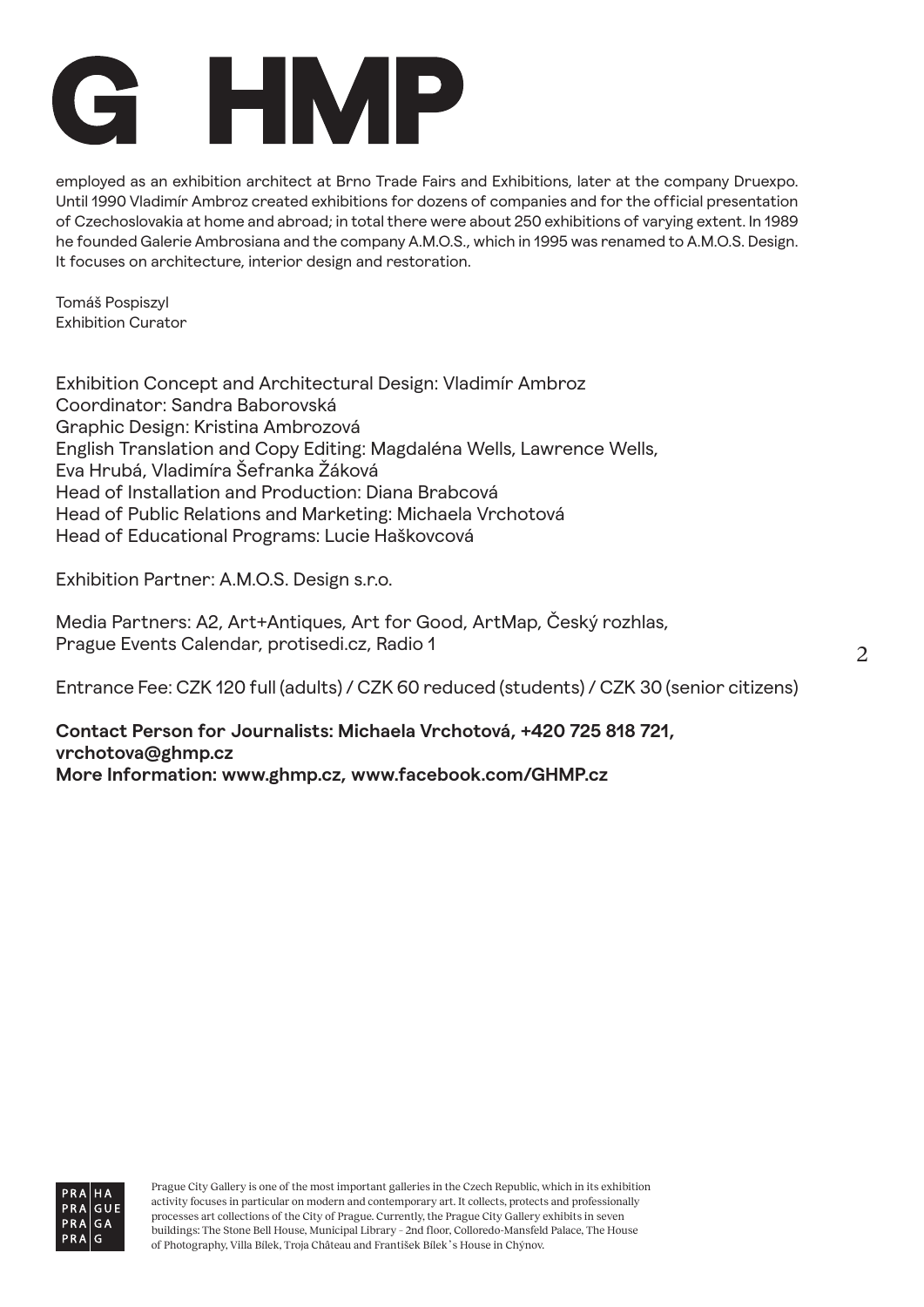employed as an exhibition architect at Brno Trade Fairs and Exhibitions, later at the company Druexpo. Until 1990 Vladimír Ambroz created exhibitions for dozens of companies and for the official presentation of Czechoslovakia at home and abroad; in total there were about 250 exhibitions of varying extent. In 1989 he founded Galerie Ambrosiana and the company A.M.O.S., which in 1995 was renamed to A.M.O.S. Design. It focuses on architecture, interior design and restoration.

Tomáš Pospiszyl
Exhibition Curator

Exhibition Concept and Architectural Design: Vladimír Ambroz
Coordinator: Sandra Baborovská
Graphic Design: Kristina Ambrozová
English Translation and Copy Editing: Magdaléna Wells, Lawrence Wells, Eva Hrubá, Vladimíra Šefranka Žáková
Head of Installation and Production: Diana Brabcová
Head of Public Relations and Marketing: Michaela Vrchotová
Head of Educational Programs: Lucie Haškovcová

Exhibition Partner: A.M.O.S. Design s.r.o.

Media Partners: A2, Art+Antiques, Art for Good, ArtMap, Český rozhlas, Prague Events Calendar, protisedi.cz, Radio 1

Entrance Fee: CZK 120 full (adults) / CZK 60 reduced (students) / CZK 30 (senior citizens)

**Contact Person for Journalists: Michaela Vrchotová, +420 725 818 721, vrchotova@ghmp.cz**
**More Information: www.ghmp.cz, www.facebook.com/GHMP.cz**

Prague City Gallery is one of the most important galleries in the Czech Republic, which in its exhibition activity focuses in particular on modern and contemporary art. It collects, protects and professionally processes art collections of the City of Prague. Currently, the Prague City Gallery exhibits in seven buildings: The Stone Bell House, Municipal Library - 2nd floor, Colloredo-Mansfeld Palace, The House of Photography, Villa Bílek, Troja Château and František Bílek's House in Chýnov.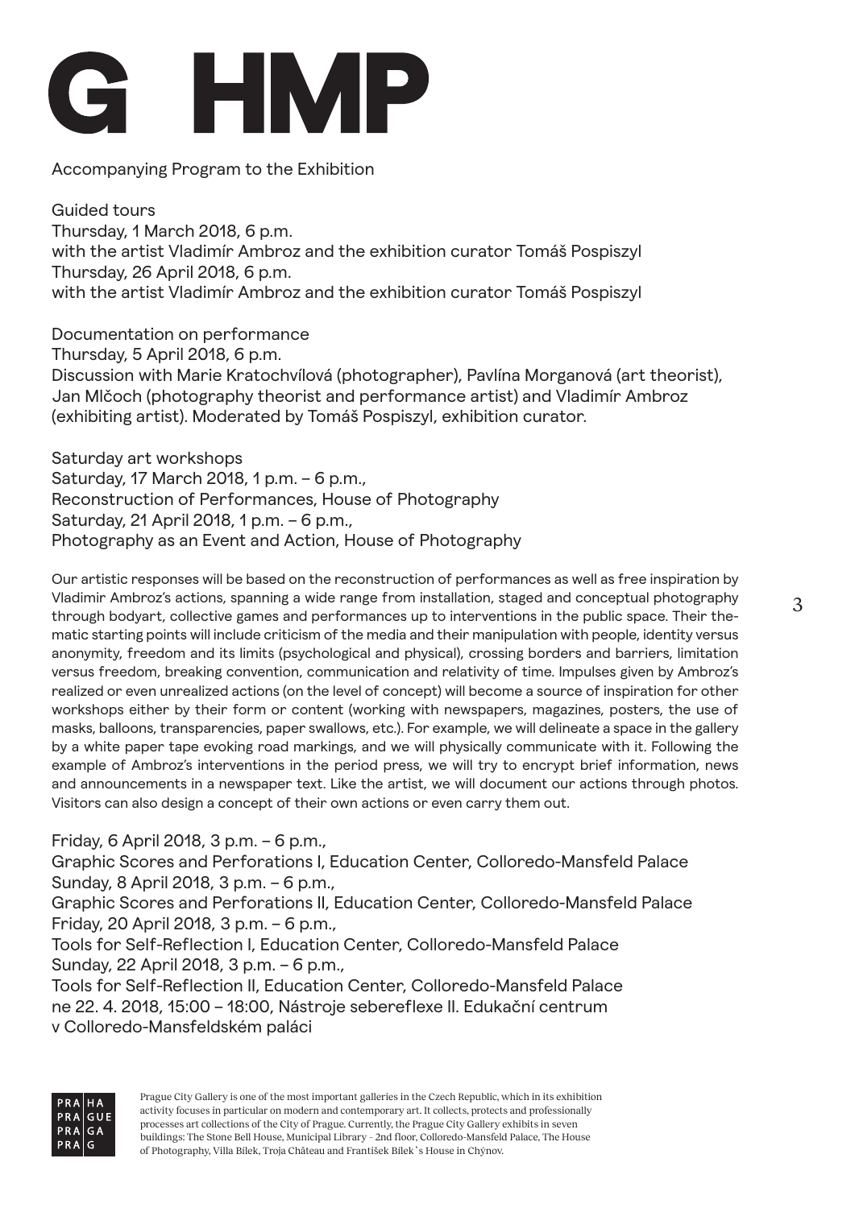# G HMP

Accompanying Program to the Exhibition

Guided tours
Thursday, 1 March 2018, 6 p.m.
with the artist Vladimír Ambroz and the exhibition curator Tomáš Pospiszyl
Thursday, 26 April 2018, 6 p.m.
with the artist Vladimír Ambroz and the exhibition curator Tomáš Pospiszyl

Documentation on performance
Thursday, 5 April 2018, 6 p.m.
Discussion with Marie Kratochvílová (photographer), Pavlína Morganová (art theorist), Jan Mlčoch (photography theorist and performance artist) and Vladimír Ambroz (exhibiting artist). Moderated by Tomáš Pospiszyl, exhibition curator.

Saturday art workshops
Saturday, 17 March 2018, 1 p.m. – 6 p.m.,
Reconstruction of Performances, House of Photography
Saturday, 21 April 2018, 1 p.m. – 6 p.m.,
Photography as an Event and Action, House of Photography

Our artistic responses will be based on the reconstruction of performances as well as free inspiration by Vladimir Ambroz's actions, spanning a wide range from installation, staged and conceptual photography through bodyart, collective games and performances up to interventions in the public space. Their thematic starting points will include criticism of the media and their manipulation with people, identity versus anonymity, freedom and its limits (psychological and physical), crossing borders and barriers, limitation versus freedom, breaking convention, communication and relativity of time. Impulses given by Ambroz's realized or even unrealized actions (on the level of concept) will become a source of inspiration for other workshops either by their form or content (working with newspapers, magazines, posters, the use of masks, balloons, transparencies, paper swallows, etc.). For example, we will delineate a space in the gallery by a white paper tape evoking road markings, and we will physically communicate with it. Following the example of Ambroz's interventions in the period press, we will try to encrypt brief information, news and announcements in a newspaper text. Like the artist, we will document our actions through photos. Visitors can also design a concept of their own actions or even carry them out.

Friday, 6 April 2018, 3 p.m. – 6 p.m.,
Graphic Scores and Perforations I, Education Center, Colloredo-Mansfeld Palace
Sunday, 8 April 2018, 3 p.m. – 6 p.m.,
Graphic Scores and Perforations II, Education Center, Colloredo-Mansfeld Palace
Friday, 20 April 2018, 3 p.m. – 6 p.m.,
Tools for Self-Reflection I, Education Center, Colloredo-Mansfeld Palace
Sunday, 22 April 2018, 3 p.m. – 6 p.m.,
Tools for Self-Reflection II, Education Center, Colloredo-Mansfeld Palace
ne 22. 4. 2018, 15:00 – 18:00, Nástroje sebereflexe II. Edukační centrum v Colloredo-Mansfeldském paláci

PRA HA
PRA GUE
PRA GA
PRA G

Prague City Gallery is one of the most important galleries in the Czech Republic, which in its exhibition activity focuses in particular on modern and contemporary art. It collects, protects and professionally processes art collections of the City of Prague. Currently, the Prague City Gallery exhibits in seven buildings: The Stone Bell House, Municipal Library - 2nd floor, Colloredo-Mansfeld Palace, The House of Photography, Villa Bílek, Troja Château and František Bílek's House in Chýnov.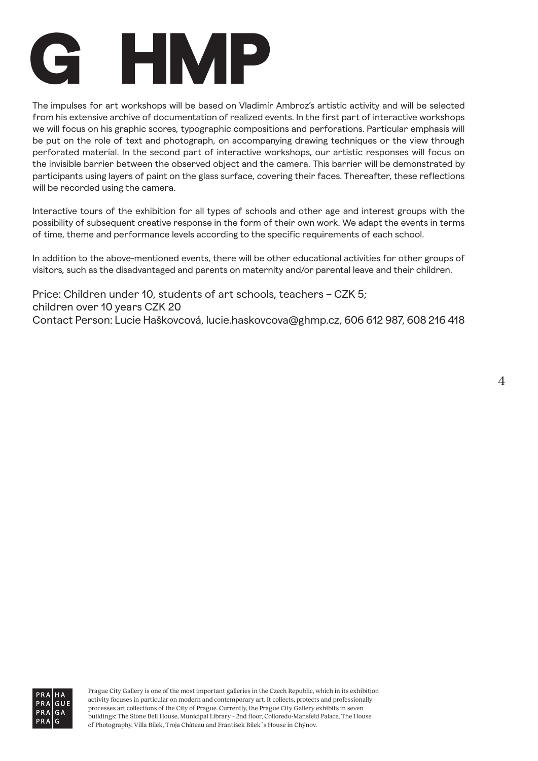The impulses for art workshops will be based on Vladimír Ambroz's artistic activity and will be selected from his extensive archive of documentation of realized events. In the first part of interactive workshops we will focus on his graphic scores, typographic compositions and perforations. Particular emphasis will be put on the role of text and photograph, on accompanying drawing techniques or the view through perforated material. In the second part of interactive workshops, our artistic responses will focus on the invisible barrier between the observed object and the camera. This barrier will be demonstrated by participants using layers of paint on the glass surface, covering their faces. Thereafter, these reflections will be recorded using the camera.

Interactive tours of the exhibition for all types of schools and other age and interest groups with the possibility of subsequent creative response in the form of their own work. We adapt the events in terms of time, theme and performance levels according to the specific requirements of each school.

In addition to the above-mentioned events, there will be other educational activities for other groups of visitors, such as the disadvantaged and parents on maternity and/or parental leave and their children.

Price: Children under 10, students of art schools, teachers – CZK 5;
children over 10 years CZK 20
Contact Person: Lucie Haškovcová, lucie.haskovcova@ghmp.cz, 606 612 987, 608 216 418

Prague City Gallery is one of the most important galleries in the Czech Republic, which in its exhibition activity focuses in particular on modern and contemporary art. It collects, protects and professionally processes art collections of the City of Prague. Currently, the Prague City Gallery exhibits in seven buildings: The Stone Bell House, Municipal Library - 2nd floor, Colloredo-Mansfeld Palace, The House of Photography, Villa Bílek, Troja Château and František Bílek's House in Chýnov.